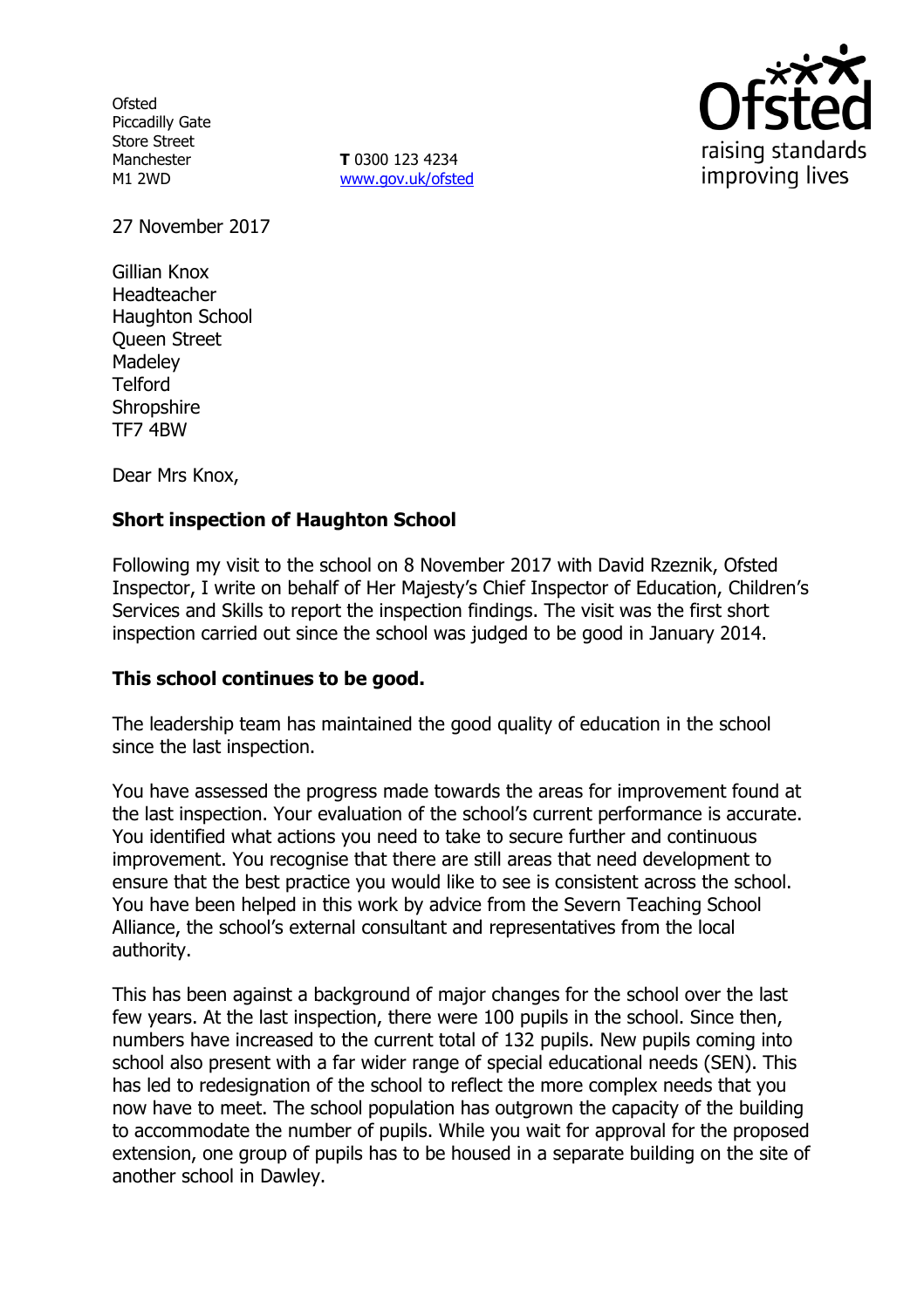Ofsted
Piccadilly Gate
Store Street
Manchester
M1 2WD

**T** 0300 123 4234
www.gov.uk/ofsted

27 November 2017

Gillian Knox
Headteacher
Haughton School
Queen Street
Madeley
Telford
Shropshire
TF7 4BW

Dear Mrs Knox,

**Short inspection of Haughton School**

Following my visit to the school on 8 November 2017 with David Rzeznik, Ofsted Inspector, I write on behalf of Her Majesty's Chief Inspector of Education, Children's Services and Skills to report the inspection findings. The visit was the first short inspection carried out since the school was judged to be good in January 2014.

**This school continues to be good.**

The leadership team has maintained the good quality of education in the school since the last inspection.

You have assessed the progress made towards the areas for improvement found at the last inspection. Your evaluation of the school's current performance is accurate. You identified what actions you need to take to secure further and continuous improvement. You recognise that there are still areas that need development to ensure that the best practice you would like to see is consistent across the school. You have been helped in this work by advice from the Severn Teaching School Alliance, the school's external consultant and representatives from the local authority.

This has been against a background of major changes for the school over the last few years. At the last inspection, there were 100 pupils in the school. Since then, numbers have increased to the current total of 132 pupils. New pupils coming into school also present with a far wider range of special educational needs (SEN). This has led to redesignation of the school to reflect the more complex needs that you now have to meet. The school population has outgrown the capacity of the building to accommodate the number of pupils. While you wait for approval for the proposed extension, one group of pupils has to be housed in a separate building on the site of another school in Dawley.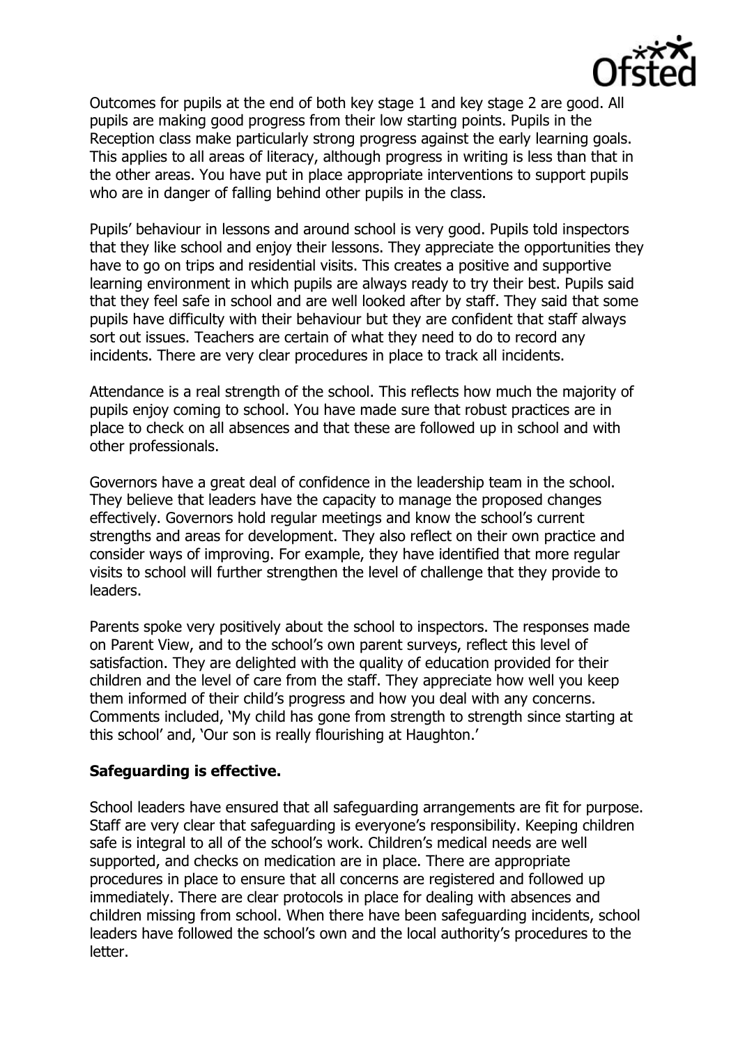Outcomes for pupils at the end of both key stage 1 and key stage 2 are good. All pupils are making good progress from their low starting points. Pupils in the Reception class make particularly strong progress against the early learning goals. This applies to all areas of literacy, although progress in writing is less than that in the other areas. You have put in place appropriate interventions to support pupils who are in danger of falling behind other pupils in the class.

Pupils' behaviour in lessons and around school is very good. Pupils told inspectors that they like school and enjoy their lessons. They appreciate the opportunities they have to go on trips and residential visits. This creates a positive and supportive learning environment in which pupils are always ready to try their best. Pupils said that they feel safe in school and are well looked after by staff. They said that some pupils have difficulty with their behaviour but they are confident that staff always sort out issues. Teachers are certain of what they need to do to record any incidents. There are very clear procedures in place to track all incidents.

Attendance is a real strength of the school. This reflects how much the majority of pupils enjoy coming to school. You have made sure that robust practices are in place to check on all absences and that these are followed up in school and with other professionals.

Governors have a great deal of confidence in the leadership team in the school. They believe that leaders have the capacity to manage the proposed changes effectively. Governors hold regular meetings and know the school's current strengths and areas for development. They also reflect on their own practice and consider ways of improving. For example, they have identified that more regular visits to school will further strengthen the level of challenge that they provide to leaders.

Parents spoke very positively about the school to inspectors. The responses made on Parent View, and to the school's own parent surveys, reflect this level of satisfaction. They are delighted with the quality of education provided for their children and the level of care from the staff. They appreciate how well you keep them informed of their child's progress and how you deal with any concerns. Comments included, 'My child has gone from strength to strength since starting at this school' and, 'Our son is really flourishing at Haughton.'

## Safeguarding is effective.

School leaders have ensured that all safeguarding arrangements are fit for purpose. Staff are very clear that safeguarding is everyone's responsibility. Keeping children safe is integral to all of the school's work. Children's medical needs are well supported, and checks on medication are in place. There are appropriate procedures in place to ensure that all concerns are registered and followed up immediately. There are clear protocols in place for dealing with absences and children missing from school. When there have been safeguarding incidents, school leaders have followed the school's own and the local authority's procedures to the letter.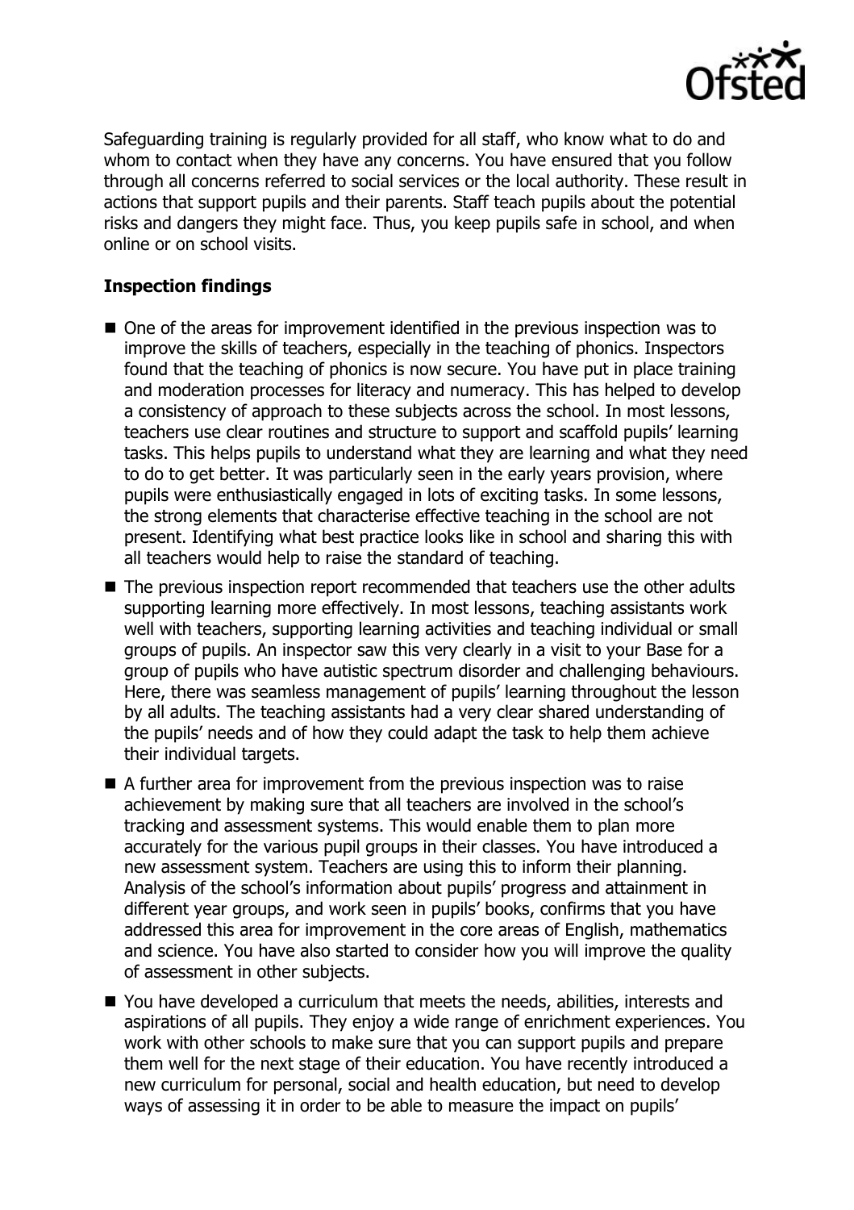Safeguarding training is regularly provided for all staff, who know what to do and whom to contact when they have any concerns. You have ensured that you follow through all concerns referred to social services or the local authority. These result in actions that support pupils and their parents. Staff teach pupils about the potential risks and dangers they might face. Thus, you keep pupils safe in school, and when online or on school visits.

## Inspection findings

- One of the areas for improvement identified in the previous inspection was to improve the skills of teachers, especially in the teaching of phonics. Inspectors found that the teaching of phonics is now secure. You have put in place training and moderation processes for literacy and numeracy. This has helped to develop a consistency of approach to these subjects across the school. In most lessons, teachers use clear routines and structure to support and scaffold pupils' learning tasks. This helps pupils to understand what they are learning and what they need to do to get better. It was particularly seen in the early years provision, where pupils were enthusiastically engaged in lots of exciting tasks. In some lessons, the strong elements that characterise effective teaching in the school are not present. Identifying what best practice looks like in school and sharing this with all teachers would help to raise the standard of teaching.
- The previous inspection report recommended that teachers use the other adults supporting learning more effectively. In most lessons, teaching assistants work well with teachers, supporting learning activities and teaching individual or small groups of pupils. An inspector saw this very clearly in a visit to your Base for a group of pupils who have autistic spectrum disorder and challenging behaviours. Here, there was seamless management of pupils' learning throughout the lesson by all adults. The teaching assistants had a very clear shared understanding of the pupils' needs and of how they could adapt the task to help them achieve their individual targets.
- A further area for improvement from the previous inspection was to raise achievement by making sure that all teachers are involved in the school's tracking and assessment systems. This would enable them to plan more accurately for the various pupil groups in their classes. You have introduced a new assessment system. Teachers are using this to inform their planning. Analysis of the school's information about pupils' progress and attainment in different year groups, and work seen in pupils' books, confirms that you have addressed this area for improvement in the core areas of English, mathematics and science. You have also started to consider how you will improve the quality of assessment in other subjects.
- You have developed a curriculum that meets the needs, abilities, interests and aspirations of all pupils. They enjoy a wide range of enrichment experiences. You work with other schools to make sure that you can support pupils and prepare them well for the next stage of their education. You have recently introduced a new curriculum for personal, social and health education, but need to develop ways of assessing it in order to be able to measure the impact on pupils'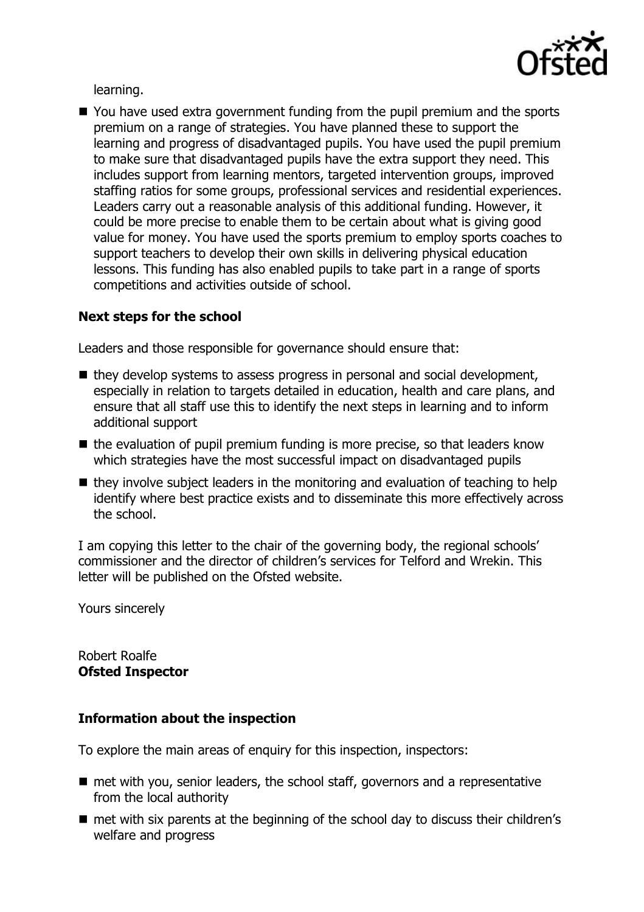learning.

- You have used extra government funding from the pupil premium and the sports premium on a range of strategies. You have planned these to support the learning and progress of disadvantaged pupils. You have used the pupil premium to make sure that disadvantaged pupils have the extra support they need. This includes support from learning mentors, targeted intervention groups, improved staffing ratios for some groups, professional services and residential experiences. Leaders carry out a reasonable analysis of this additional funding. However, it could be more precise to enable them to be certain about what is giving good value for money. You have used the sports premium to employ sports coaches to support teachers to develop their own skills in delivering physical education lessons. This funding has also enabled pupils to take part in a range of sports competitions and activities outside of school.

**Next steps for the school**

Leaders and those responsible for governance should ensure that:

- they develop systems to assess progress in personal and social development, especially in relation to targets detailed in education, health and care plans, and ensure that all staff use this to identify the next steps in learning and to inform additional support
- the evaluation of pupil premium funding is more precise, so that leaders know which strategies have the most successful impact on disadvantaged pupils
- they involve subject leaders in the monitoring and evaluation of teaching to help identify where best practice exists and to disseminate this more effectively across the school.

I am copying this letter to the chair of the governing body, the regional schools' commissioner and the director of children's services for Telford and Wrekin. This letter will be published on the Ofsted website.

Yours sincerely

Robert Roalfe
**Ofsted Inspector**

**Information about the inspection**

To explore the main areas of enquiry for this inspection, inspectors:

- met with you, senior leaders, the school staff, governors and a representative from the local authority
- met with six parents at the beginning of the school day to discuss their children's welfare and progress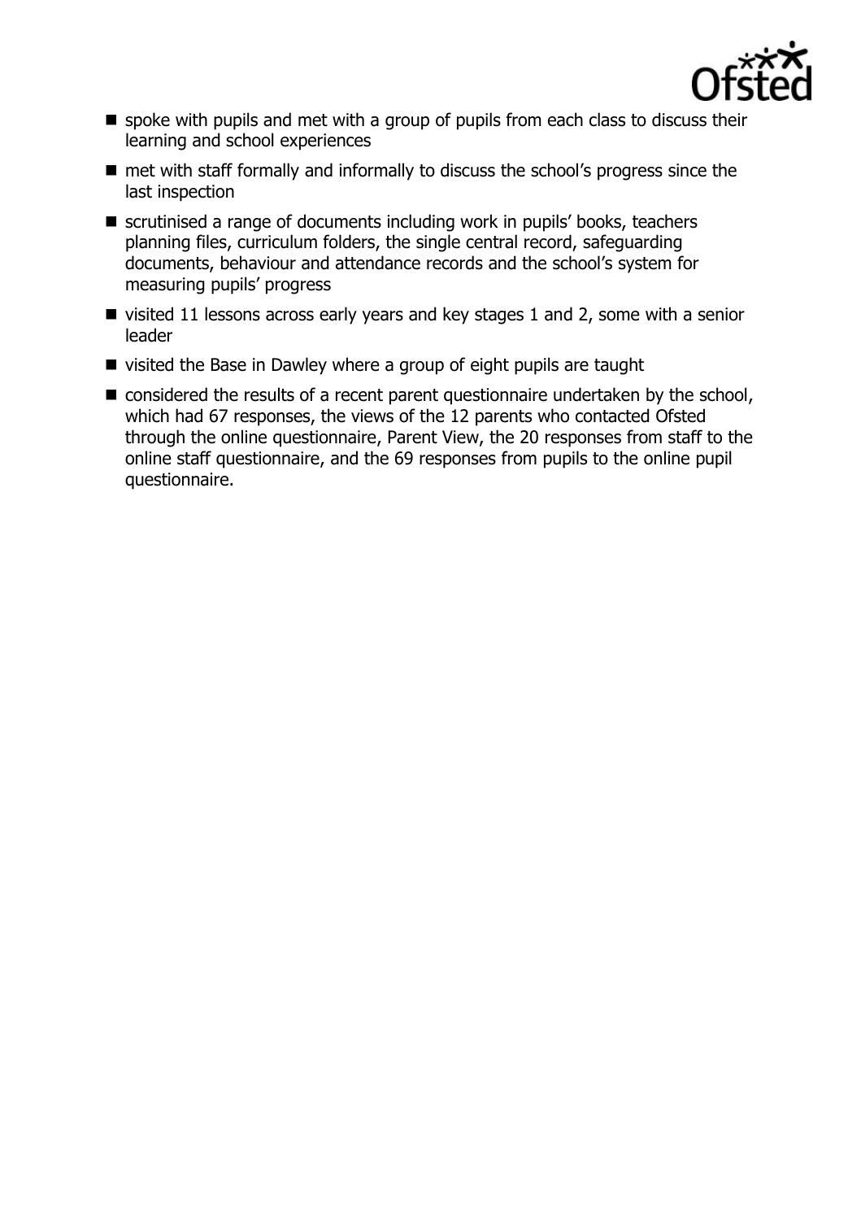- spoke with pupils and met with a group of pupils from each class to discuss their learning and school experiences
- met with staff formally and informally to discuss the school's progress since the last inspection
- scrutinised a range of documents including work in pupils' books, teachers planning files, curriculum folders, the single central record, safeguarding documents, behaviour and attendance records and the school's system for measuring pupils' progress
- visited 11 lessons across early years and key stages 1 and 2, some with a senior leader
- visited the Base in Dawley where a group of eight pupils are taught
- considered the results of a recent parent questionnaire undertaken by the school, which had 67 responses, the views of the 12 parents who contacted Ofsted through the online questionnaire, Parent View, the 20 responses from staff to the online staff questionnaire, and the 69 responses from pupils to the online pupil questionnaire.